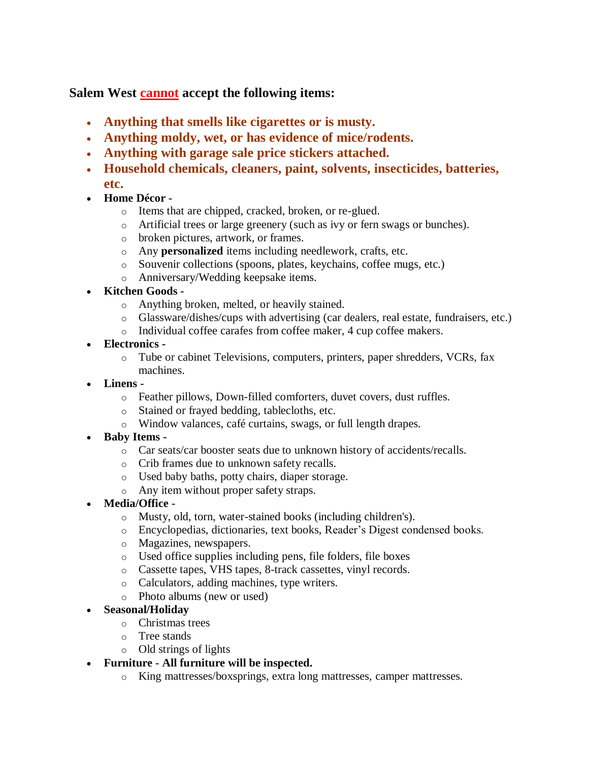**Salem West <u>cannot</u> accept the following items:**

- **Anything that smells like cigarettes or is musty.**
- **Anything moldy, wet, or has evidence of mice/rodents.**
- **Anything with garage sale price stickers attached.**
- **Household chemicals, cleaners, paint, solvents, insecticides, batteries, etc.**
- **Home Décor -**
  - Items that are chipped, cracked, broken, or re-glued.
  - Artificial trees or large greenery (such as ivy or fern swags or bunches).
  - broken pictures, artwork, or frames.
  - Any **personalized** items including needlework, crafts, etc.
  - Souvenir collections (spoons, plates, keychains, coffee mugs, etc.)
  - Anniversary/Wedding keepsake items.
- **Kitchen Goods -**
  - Anything broken, melted, or heavily stained.
  - Glassware/dishes/cups with advertising (car dealers, real estate, fundraisers, etc.)
  - Individual coffee carafes from coffee maker, 4 cup coffee makers.
- **Electronics -**
  - Tube or cabinet Televisions, computers, printers, paper shredders, VCRs, fax machines.
- **Linens -**
  - Feather pillows, Down-filled comforters, duvet covers, dust ruffles.
  - Stained or frayed bedding, tablecloths, etc.
  - Window valances, café curtains, swags, or full length drapes.
- **Baby Items -**
  - Car seats/car booster seats due to unknown history of accidents/recalls.
  - Crib frames due to unknown safety recalls.
  - Used baby baths, potty chairs, diaper storage.
  - Any item without proper safety straps.
- **Media/Office -**
  - Musty, old, torn, water-stained books (including children's).
  - Encyclopedias, dictionaries, text books, Reader's Digest condensed books.
  - Magazines, newspapers.
  - Used office supplies including pens, file folders, file boxes
  - Cassette tapes, VHS tapes, 8-track cassettes, vinyl records.
  - Calculators, adding machines, type writers.
  - Photo albums (new or used)
- **Seasonal/Holiday**
  - Christmas trees
  - Tree stands
  - Old strings of lights
- **Furniture - All furniture will be inspected.**
  - King mattresses/boxsprings, extra long mattresses, camper mattresses.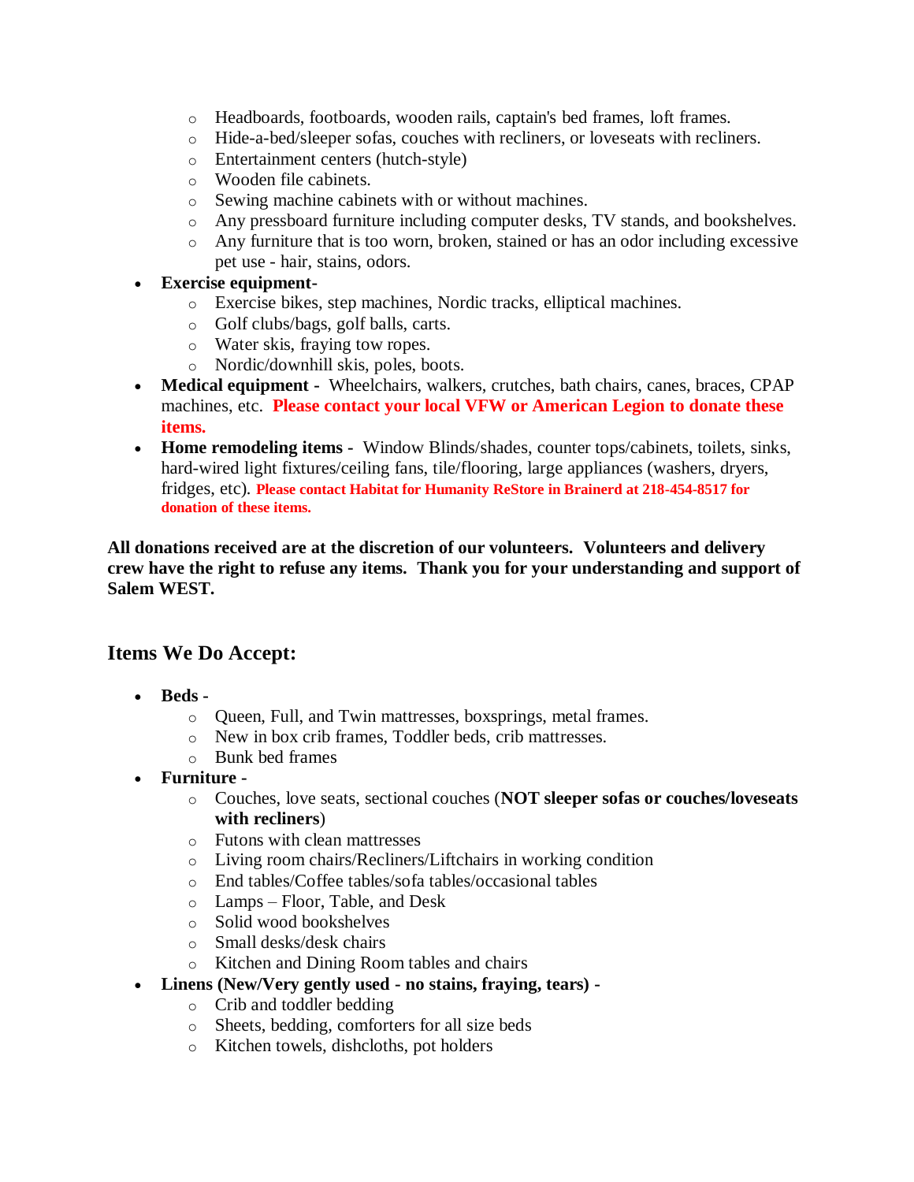- Headboards, footboards, wooden rails, captain's bed frames, loft frames.
    - Hide-a-bed/sleeper sofas, couches with recliners, or loveseats with recliners.
    - Entertainment centers (hutch-style)
    - Wooden file cabinets.
    - Sewing machine cabinets with or without machines.
    - Any pressboard furniture including computer desks, TV stands, and bookshelves.
    - Any furniture that is too worn, broken, stained or has an odor including excessive pet use - hair, stains, odors.
- **Exercise equipment-**
    - Exercise bikes, step machines, Nordic tracks, elliptical machines.
    - Golf clubs/bags, golf balls, carts.
    - Water skis, fraying tow ropes.
    - Nordic/downhill skis, poles, boots.
- **Medical equipment -** Wheelchairs, walkers, crutches, bath chairs, canes, braces, CPAP machines, etc. **Please contact your local VFW or American Legion to donate these items.**
- **Home remodeling items -** Window Blinds/shades, counter tops/cabinets, toilets, sinks, hard-wired light fixtures/ceiling fans, tile/flooring, large appliances (washers, dryers, fridges, etc). **Please contact Habitat for Humanity ReStore in Brainerd at 218-454-8517 for donation of these items.**

**All donations received are at the discretion of our volunteers. Volunteers and delivery crew have the right to refuse any items. Thank you for your understanding and support of Salem WEST.**

## Items We Do Accept:

- **Beds -**
    - Queen, Full, and Twin mattresses, boxsprings, metal frames.
    - New in box crib frames, Toddler beds, crib mattresses.
    - Bunk bed frames
- **Furniture -**
    - Couches, love seats, sectional couches (**NOT sleeper sofas or couches/loveseats with recliners**)
    - Futons with clean mattresses
    - Living room chairs/Recliners/Liftchairs in working condition
    - End tables/Coffee tables/sofa tables/occasional tables
    - Lamps – Floor, Table, and Desk
    - Solid wood bookshelves
    - Small desks/desk chairs
    - Kitchen and Dining Room tables and chairs
- **Linens (New/Very gently used - no stains, fraying, tears) -**
    - Crib and toddler bedding
    - Sheets, bedding, comforters for all size beds
    - Kitchen towels, dishcloths, pot holders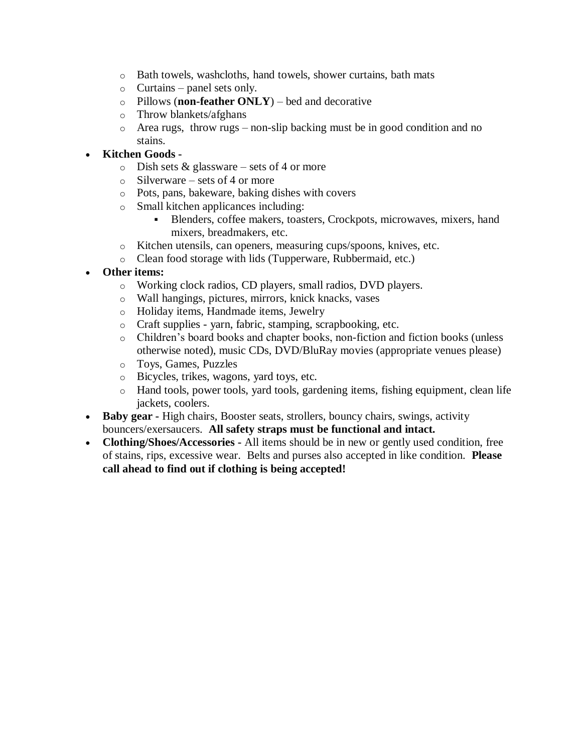- Bath towels, washcloths, hand towels, shower curtains, bath mats
  - Curtains – panel sets only.
  - Pillows (**non-feather ONLY**) – bed and decorative
  - Throw blankets/afghans
  - Area rugs,  throw rugs – non-slip backing must be in good condition and no stains.
- **Kitchen Goods -**
  - Dish sets & glassware – sets of 4 or more
  - Silverware – sets of 4 or more
  - Pots, pans, bakeware, baking dishes with covers
  - Small kitchen applicances including:
    - Blenders, coffee makers, toasters, Crockpots, microwaves, mixers, hand mixers, breadmakers, etc.
  - Kitchen utensils, can openers, measuring cups/spoons, knives, etc.
  - Clean food storage with lids (Tupperware, Rubbermaid, etc.)
- **Other items:**
  - Working clock radios, CD players, small radios, DVD players.
  - Wall hangings, pictures, mirrors, knick knacks, vases
  - Holiday items, Handmade items, Jewelry
  - Craft supplies - yarn, fabric, stamping, scrapbooking, etc.
  - Children's board books and chapter books, non-fiction and fiction books (unless otherwise noted), music CDs, DVD/BluRay movies (appropriate venues please)
  - Toys, Games, Puzzles
  - Bicycles, trikes, wagons, yard toys, etc.
  - Hand tools, power tools, yard tools, gardening items, fishing equipment, clean life jackets, coolers.
- **Baby gear -** High chairs, Booster seats, strollers, bouncy chairs, swings, activity bouncers/exersaucers.  **All safety straps must be functional and intact.**
- **Clothing/Shoes/Accessories -** All items should be in new or gently used condition, free of stains, rips, excessive wear.  Belts and purses also accepted in like condition.  **Please call ahead to find out if clothing is being accepted!**